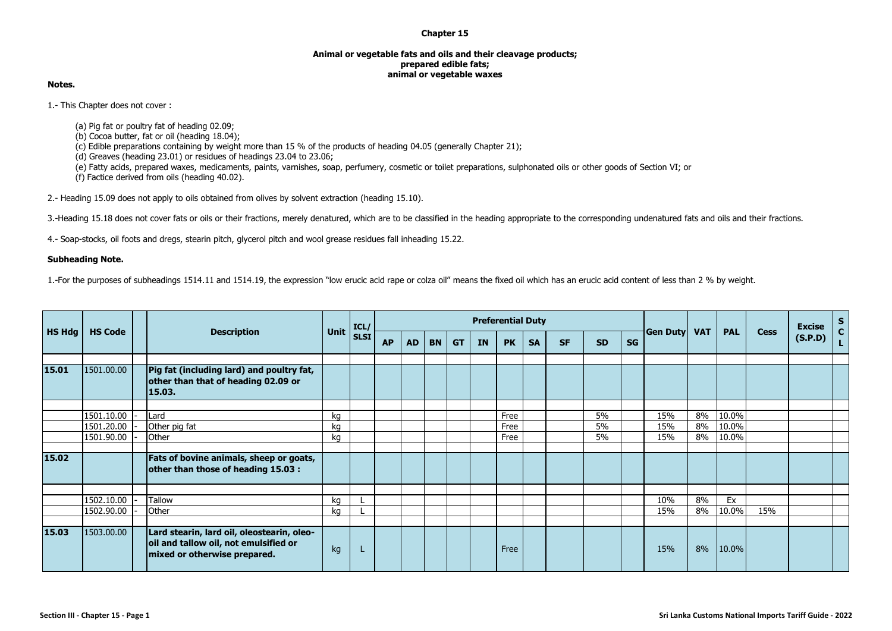# Chapter 15

## Animal or vegetable fats and oils and their cleavage products; prepared edible fats; animal or vegetable waxes

**Notes.**

1.- This Chapter does not cover :

(a) Pig fat or poultry fat of heading 02.09;
(b) Cocoa butter, fat or oil (heading 18.04);
(c) Edible preparations containing by weight more than 15 % of the products of heading 04.05 (generally Chapter 21);
(d) Greaves (heading 23.01) or residues of headings 23.04 to 23.06;
(e) Fatty acids, prepared waxes, medicaments, paints, varnishes, soap, perfumery, cosmetic or toilet preparations, sulphonated oils or other goods of Section VI; or
(f) Factice derived from oils (heading 40.02).

2.- Heading 15.09 does not apply to oils obtained from olives by solvent extraction (heading 15.10).

3.-Heading 15.18 does not cover fats or oils or their fractions, merely denatured, which are to be classified in the heading appropriate to the corresponding undenatured fats and oils and their fractions.

4.- Soap-stocks, oil foots and dregs, stearin pitch, glycerol pitch and wool grease residues fall inheading 15.22.

**Subheading Note.**

1.-For the purposes of subheadings 1514.11 and 1514.19, the expression "low erucic acid rape or colza oil" means the fixed oil which has an erucic acid content of less than 2 % by weight.

| HS Hdg | HS Code | | Description | Unit | ICL/ SLSI | Preferential Duty | | | | | | | | | | Gen Duty | VAT | PAL | Cess | Excise (S.P.D) | SCL |
|---|---|---|---|---|---|---|---|---|---|---|---|---|---|---|---|---|---|---|---|---|---|
| | | | | | | AP | AD | BN | GT | IN | PK | SA | SF | SD | SG | | | | | | |
| **15.01** | 1501.00.00 | | **Pig fat (including lard) and poultry fat, other than that of heading 02.09 or 15.03.** | | | | | | | | | | | | | | | | | | |
| | 1501.10.00 | - | Lard | kg | | | | | | | Free | | | 5% | | 15% | 8% | 10.0% | | | |
| | 1501.20.00 | - | Other pig fat | kg | | | | | | | Free | | | 5% | | 15% | 8% | 10.0% | | | |
| | 1501.90.00 | - | Other | kg | | | | | | | Free | | | 5% | | 15% | 8% | 10.0% | | | |
| **15.02** | | | **Fats of bovine animals, sheep or goats, other than those of heading 15.03 :** | | | | | | | | | | | | | | | | | | |
| | 1502.10.00 | - | Tallow | kg | L | | | | | | | | | | | 10% | 8% | Ex | | | |
| | 1502.90.00 | - | Other | kg | L | | | | | | | | | | | 15% | 8% | 10.0% | 15% | | |
| **15.03** | 1503.00.00 | | **Lard stearin, lard oil, oleostearin, oleo-oil and tallow oil, not emulsified or mixed or otherwise prepared.** | kg | L | | | | | | Free | | | | | 15% | 8% | 10.0% | | | |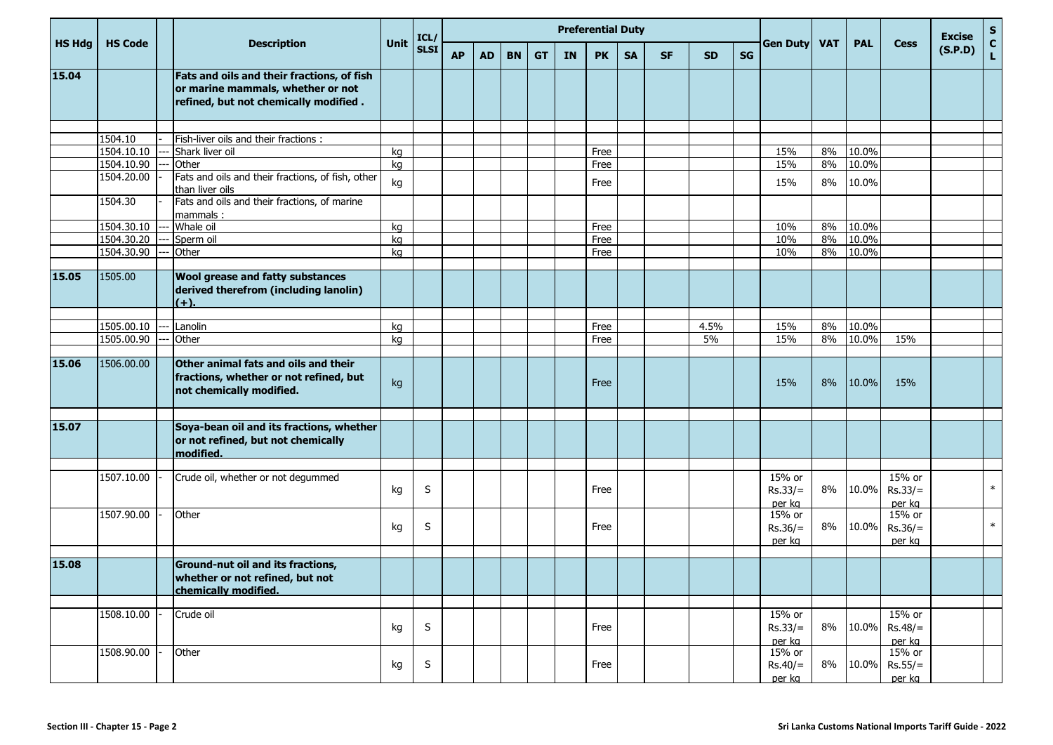| HS Hdg | HS Code | | Description | Unit | ICL/ SLSI | Preferential Duty | | | | | | | | | | Gen Duty | VAT | PAL | Cess | Excise (S.P.D) | S C L |
|---|---|---|---|---|---|---|---|---|---|---|---|---|---|---|---|---|---|---|---|---|---|
| | | | | | | AP | AD | BN | GT | IN | PK | SA | SF | SD | SG | | | | | | |
| **15.04** | | | **Fats and oils and their fractions, of fish or marine mammals, whether or not refined, but not chemically modified .** | | | | | | | | | | | | | | | | | | |
| | 1504.10 | - | Fish-liver oils and their fractions : | | | | | | | | | | | | | | | | | | |
| | 1504.10.10 | --- | Shark liver oil | kg | | | | | | | Free | | | | | 15% | 8% | 10.0% | | | |
| | 1504.10.90 | --- | Other | kg | | | | | | | Free | | | | | 15% | 8% | 10.0% | | | |
| | 1504.20.00 | - | Fats and oils and their fractions, of fish, other than liver oils | kg | | | | | | | Free | | | | | 15% | 8% | 10.0% | | | |
| | 1504.30 | - | Fats and oils and their fractions, of marine mammals : | | | | | | | | | | | | | | | | | | |
| | 1504.30.10 | --- | Whale oil | kg | | | | | | | Free | | | | | 10% | 8% | 10.0% | | | |
| | 1504.30.20 | --- | Sperm oil | kg | | | | | | | Free | | | | | 10% | 8% | 10.0% | | | |
| | 1504.30.90 | --- | Other | kg | | | | | | | Free | | | | | 10% | 8% | 10.0% | | | |
| **15.05** | 1505.00 | | **Wool grease and fatty substances derived therefrom (including lanolin) (+).** | | | | | | | | | | | | | | | | | | |
| | 1505.00.10 | --- | Lanolin | kg | | | | | | | Free | | | 4.5% | | 15% | 8% | 10.0% | | | |
| | 1505.00.90 | --- | Other | kg | | | | | | | Free | | | 5% | | 15% | 8% | 10.0% | 15% | | |
| **15.06** | 1506.00.00 | | **Other animal fats and oils and their fractions, whether or not refined, but not chemically modified.** | kg | | | | | | | Free | | | | | 15% | 8% | 10.0% | 15% | | |
| **15.07** | | | **Soya-bean oil and its fractions, whether or not refined, but not chemically modified.** | | | | | | | | | | | | | | | | | | |
| | 1507.10.00 | - | Crude oil, whether or not degummed | kg | S | | | | | | Free | | | | | 15% or Rs.33/= per kg | 8% | 10.0% | 15% or Rs.33/= per kg | | * |
| | 1507.90.00 | - | Other | kg | S | | | | | | Free | | | | | 15% or Rs.36/= per kg | 8% | 10.0% | 15% or Rs.36/= per kg | | * |
| **15.08** | | | **Ground-nut oil and its fractions, whether or not refined, but not chemically modified.** | | | | | | | | | | | | | | | | | | |
| | 1508.10.00 | - | Crude oil | kg | S | | | | | | Free | | | | | 15% or Rs.33/= per kg | 8% | 10.0% | 15% or Rs.48/= per kg | | |
| | 1508.90.00 | - | Other | kg | S | | | | | | Free | | | | | 15% or Rs.40/= per kg | 8% | 10.0% | 15% or Rs.55/= per kg | | |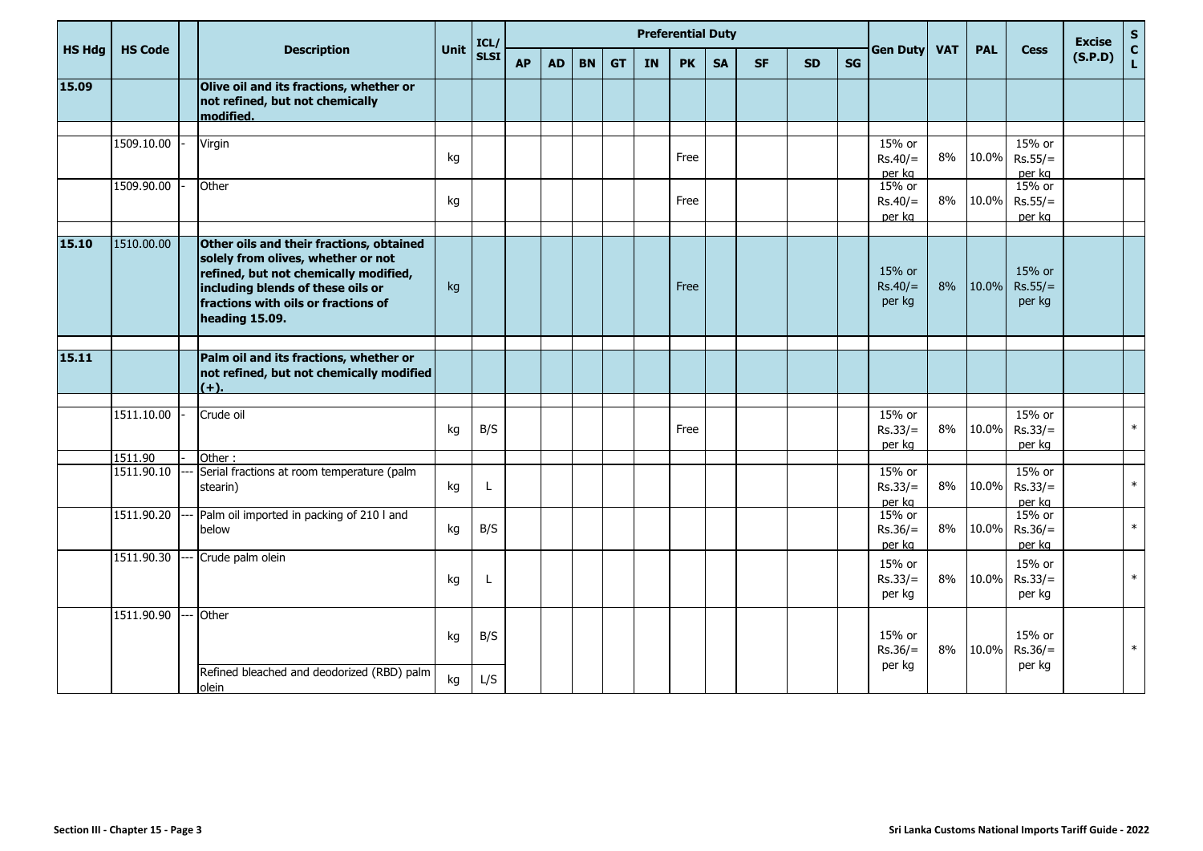| HS Hdg | HS Code | | Description | Unit | ICL/ SLSI | Preferential Duty | | | | | | | | | | Gen Duty | VAT | PAL | Cess | Excise (S.P.D) | S C L |
|---|---|---|---|---|---|---|---|---|---|---|---|---|---|---|---|---|---|---|---|---|---|
| | | | | | | AP | AD | BN | GT | IN | PK | SA | SF | SD | SG | | | | | | |
| **15.09** | | | **Olive oil and its fractions, whether or not refined, but not chemically modified.** | | | | | | | | | | | | | | | | | | |
| | 1509.10.00 | - | Virgin | kg | | | | | | | Free | | | | | 15% or Rs.40/= per kg | 8% | 10.0% | 15% or Rs.55/= per kg | | |
| | 1509.90.00 | - | Other | kg | | | | | | | Free | | | | | 15% or Rs.40/= per kg | 8% | 10.0% | 15% or Rs.55/= per kg | | |
| **15.10** | 1510.00.00 | | **Other oils and their fractions, obtained solely from olives, whether or not refined, but not chemically modified, including blends of these oils or fractions with oils or fractions of heading 15.09.** | kg | | | | | | | Free | | | | | 15% or Rs.40/= per kg | 8% | 10.0% | 15% or Rs.55/= per kg | | |
| **15.11** | | | **Palm oil and its fractions, whether or not refined, but not chemically modified (+).** | | | | | | | | | | | | | | | | | | |
| | 1511.10.00 | - | Crude oil | kg | B/S | | | | | | Free | | | | | 15% or Rs.33/= per kg | 8% | 10.0% | 15% or Rs.33/= per kg | | * |
| | 1511.90 | - | Other : | | | | | | | | | | | | | | | | | | |
| | 1511.90.10 | --- | Serial fractions at room temperature (palm stearin) | kg | L | | | | | | | | | | | 15% or Rs.33/= per kg | 8% | 10.0% | 15% or Rs.33/= per kg | | * |
| | 1511.90.20 | --- | Palm oil imported in packing of 210 l and below | kg | B/S | | | | | | | | | | | 15% or Rs.36/= per kg | 8% | 10.0% | 15% or Rs.36/= per kg | | * |
| | 1511.90.30 | --- | Crude palm olein | kg | L | | | | | | | | | | | 15% or Rs.33/= per kg | 8% | 10.0% | 15% or Rs.33/= per kg | | * |
| | 1511.90.90 | --- | Other | kg | B/S | | | | | | | | | | | 15% or Rs.36/= per kg | 8% | 10.0% | 15% or Rs.36/= per kg | | * |
| | | | Refined bleached and deodorized (RBD) palm olein | kg | L/S | | | | | | | | | | | | | | | | |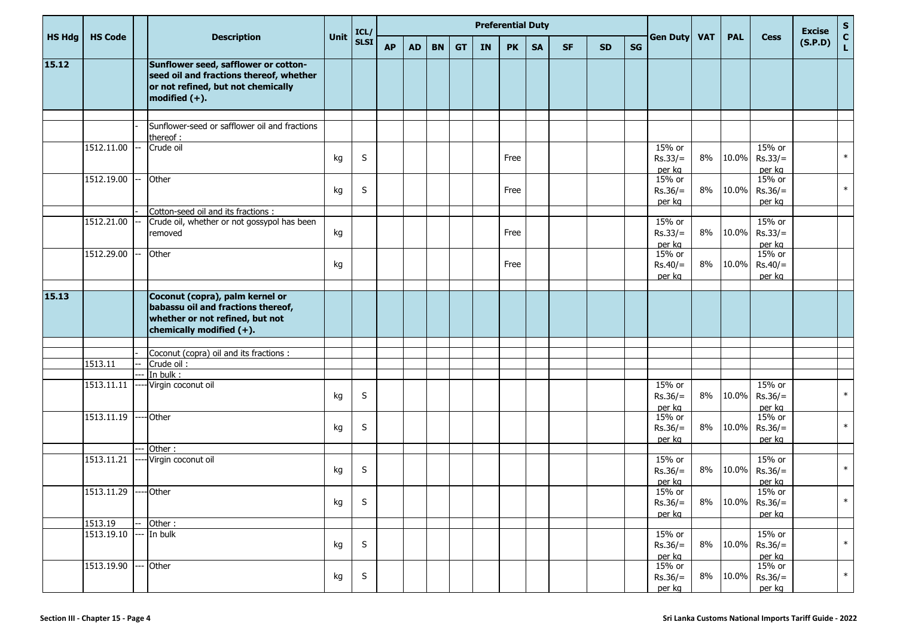| HS Hdg | HS Code | | Description | Unit | ICL/ SLSI | Preferential Duty | | | | | | | | | | Gen Duty | VAT | PAL | Cess | Excise (S.P.D) | SCL |
|---|---|---|---|---|---|---|---|---|---|---|---|---|---|---|---|---|---|---|---|---|---|
| | | | | | | AP | AD | BN | GT | IN | PK | SA | SF | SD | SG | | | | | | |
| **15.12** | | | **Sunflower seed, safflower or cotton-seed oil and fractions thereof, whether or not refined, but not chemically modified (+).** | | | | | | | | | | | | | | | | | | |
| | | | | | | | | | | | | | | | | | | | | | |
| | | - | Sunflower-seed or safflower oil and fractions thereof : | | | | | | | | | | | | | | | | | | |
| | 1512.11.00 | -- | Crude oil | kg | S | | | | | | Free | | | | | 15% or Rs.33/= per kg | 8% | 10.0% | 15% or Rs.33/= per kg | | * |
| | 1512.19.00 | -- | Other | kg | S | | | | | | Free | | | | | 15% or Rs.36/= per kg | 8% | 10.0% | 15% or Rs.36/= per kg | | * |
| | | - | Cotton-seed oil and its fractions : | | | | | | | | | | | | | | | | | | |
| | 1512.21.00 | -- | Crude oil, whether or not gossypol has been removed | kg | | | | | | | Free | | | | | 15% or Rs.33/= per kg | 8% | 10.0% | 15% or Rs.33/= per kg | | |
| | 1512.29.00 | -- | Other | kg | | | | | | | Free | | | | | 15% or Rs.40/= per kg | 8% | 10.0% | 15% or Rs.40/= per kg | | |
| | | | | | | | | | | | | | | | | | | | | | |
| **15.13** | | | **Coconut (copra), palm kernel or babassu oil and fractions thereof, whether or not refined, but not chemically modified (+).** | | | | | | | | | | | | | | | | | | |
| | | | | | | | | | | | | | | | | | | | | | |
| | | - | Coconut (copra) oil and its fractions : | | | | | | | | | | | | | | | | | | |
| | 1513.11 | -- | Crude oil : | | | | | | | | | | | | | | | | | | |
| | | --- | In bulk : | | | | | | | | | | | | | | | | | | |
| | 1513.11.11 | ---- | Virgin coconut oil | kg | S | | | | | | | | | | | 15% or Rs.36/= per kg | 8% | 10.0% | 15% or Rs.36/= per kg | | * |
| | 1513.11.19 | ---- | Other | kg | S | | | | | | | | | | | 15% or Rs.36/= per kg | 8% | 10.0% | 15% or Rs.36/= per kg | | * |
| | | --- | Other : | | | | | | | | | | | | | | | | | | |
| | 1513.11.21 | ---- | Virgin coconut oil | kg | S | | | | | | | | | | | 15% or Rs.36/= per kg | 8% | 10.0% | 15% or Rs.36/= per kg | | * |
| | 1513.11.29 | ---- | Other | kg | S | | | | | | | | | | | 15% or Rs.36/= per kg | 8% | 10.0% | 15% or Rs.36/= per kg | | * |
| | 1513.19 | -- | Other : | | | | | | | | | | | | | | | | | | |
| | 1513.19.10 | --- | In bulk | kg | S | | | | | | | | | | | 15% or Rs.36/= per kg | 8% | 10.0% | 15% or Rs.36/= per kg | | * |
| | 1513.19.90 | --- | Other | kg | S | | | | | | | | | | | 15% or Rs.36/= per kg | 8% | 10.0% | 15% or Rs.36/= per kg | | * |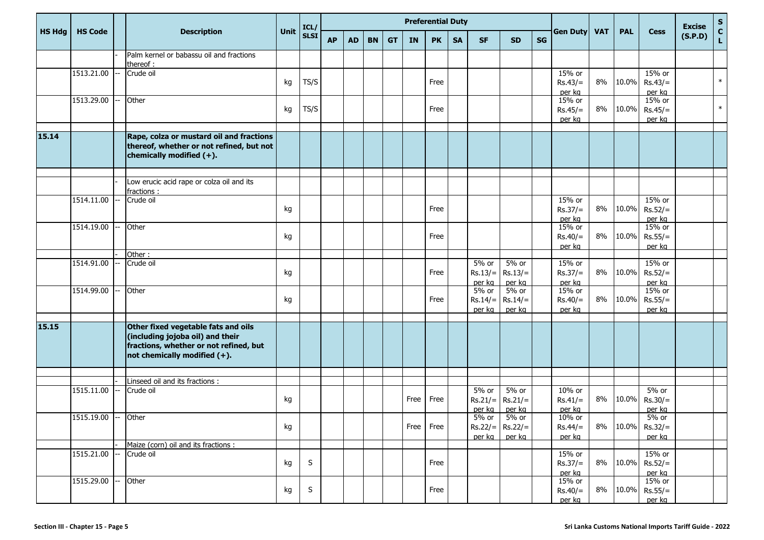| HS Hdg | HS Code | | Description | Unit | ICL/ SLSI | Preferential Duty | | | | | | | | | | Gen Duty | VAT | PAL | Cess | Excise (S.P.D) | S C L |
|---|---|---|---|---|---|---|---|---|---|---|---|---|---|---|---|---|---|---|---|---|---|
| | | | | | | AP | AD | BN | GT | IN | PK | SA | SF | SD | SG | | | | | | |
| | | - | Palm kernel or babassu oil and fractions thereof : | | | | | | | | | | | | | | | | | | |
| | 1513.21.00 | -- | Crude oil | kg | TS/S | | | | | | Free | | | | | 15% or Rs.43/= per kg | 8% | 10.0% | 15% or Rs.43/= per kg | | * |
| | 1513.29.00 | -- | Other | kg | TS/S | | | | | | Free | | | | | 15% or Rs.45/= per kg | 8% | 10.0% | 15% or Rs.45/= per kg | | * |
| **15.14** | | | **Rape, colza or mustard oil and fractions thereof, whether or not refined, but not chemically modified (+).** | | | | | | | | | | | | | | | | | | |
| | | - | Low erucic acid rape or colza oil and its fractions : | | | | | | | | | | | | | | | | | | |
| | 1514.11.00 | -- | Crude oil | kg | | | | | | | Free | | | | | 15% or Rs.37/= per kg | 8% | 10.0% | 15% or Rs.52/= per kg | | |
| | 1514.19.00 | -- | Other | kg | | | | | | | Free | | | | | 15% or Rs.40/= per kg | 8% | 10.0% | 15% or Rs.55/= per kg | | |
| | | - | Other : | | | | | | | | | | | | | | | | | | |
| | 1514.91.00 | -- | Crude oil | kg | | | | | | | Free | | 5% or Rs.13/= per kg | 5% or Rs.13/= per kg | | 15% or Rs.37/= per kg | 8% | 10.0% | 15% or Rs.52/= per kg | | |
| | 1514.99.00 | -- | Other | kg | | | | | | | Free | | 5% or Rs.14/= per kg | 5% or Rs.14/= per kg | | 15% or Rs.40/= per kg | 8% | 10.0% | 15% or Rs.55/= per kg | | |
| **15.15** | | | **Other fixed vegetable fats and oils (including jojoba oil) and their fractions, whether or not refined, but not chemically modified (+).** | | | | | | | | | | | | | | | | | | |
| | | - | Linseed oil and its fractions : | | | | | | | | | | | | | | | | | | |
| | 1515.11.00 | -- | Crude oil | kg | | | | | | Free | Free | | 5% or Rs.21/= per kg | 5% or Rs.21/= per kg | | 10% or Rs.41/= per kg | 8% | 10.0% | 5% or Rs.30/= per kg | | |
| | 1515.19.00 | -- | Other | kg | | | | | | Free | Free | | 5% or Rs.22/= per kg | 5% or Rs.22/= per kg | | 10% or Rs.44/= per kg | 8% | 10.0% | 5% or Rs.32/= per kg | | |
| | | - | Maize (corn) oil and its fractions : | | | | | | | | | | | | | | | | | | |
| | 1515.21.00 | -- | Crude oil | kg | S | | | | | | Free | | | | | 15% or Rs.37/= per kg | 8% | 10.0% | 15% or Rs.52/= per kg | | |
| | 1515.29.00 | -- | Other | kg | S | | | | | | Free | | | | | 15% or Rs.40/= per kg | 8% | 10.0% | 15% or Rs.55/= per kg | | |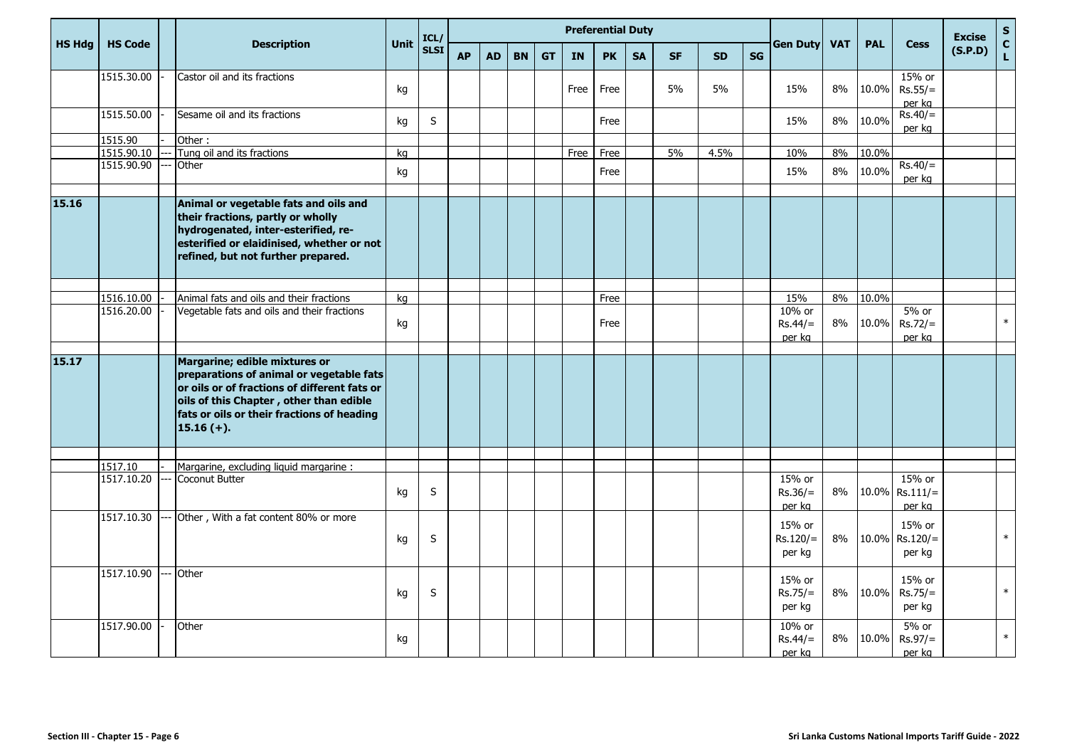| HS Hdg | HS Code | | Description | Unit | ICL/ SLSI | Preferential Duty | | | | | | | | | | Gen Duty | VAT | PAL | Cess | Excise (S.P.D) | S C L |
|---|---|---|---|---|---|---|---|---|---|---|---|---|---|---|---|---|---|---|---|---|---|
| | | | | | | AP | AD | BN | GT | IN | PK | SA | SF | SD | SG | | | | | | |
| | 1515.30.00 | - | Castor oil and its fractions | kg | | | | | | Free | Free | | 5% | 5% | | 15% | 8% | 10.0% | 15% or Rs.55/= per kg | | |
| | 1515.50.00 | - | Sesame oil and its fractions | kg | S | | | | | | Free | | | | | 15% | 8% | 10.0% | Rs.40/= per kg | | |
| | 1515.90 | - | Other : | | | | | | | | | | | | | | | | | | |
| | 1515.90.10 | --- | Tung oil and its fractions | kg | | | | | | Free | Free | | 5% | 4.5% | | 10% | 8% | 10.0% | | | |
| | 1515.90.90 | --- | Other | kg | | | | | | | Free | | | | | 15% | 8% | 10.0% | Rs.40/= per kg | | |
| | | | | | | | | | | | | | | | | | | | | | |
| **15.16** | | | **Animal or vegetable fats and oils and their fractions, partly or wholly hydrogenated, inter-esterified, re-esterified or elaidinised, whether or not refined, but not further prepared.** | | | | | | | | | | | | | | | | | | |
| | | | | | | | | | | | | | | | | | | | | | |
| | 1516.10.00 | - | Animal fats and oils and their fractions | kg | | | | | | | Free | | | | | 15% | 8% | 10.0% | | | |
| | 1516.20.00 | - | Vegetable fats and oils and their fractions | kg | | | | | | | Free | | | | | 10% or Rs.44/= per kg | 8% | 10.0% | 5% or Rs.72/= per kg | | * |
| | | | | | | | | | | | | | | | | | | | | | |
| **15.17** | | | **Margarine; edible mixtures or preparations of animal or vegetable fats or oils or of fractions of different fats or oils of this Chapter , other than edible fats or oils or their fractions of heading 15.16 (+).** | | | | | | | | | | | | | | | | | | |
| | | | | | | | | | | | | | | | | | | | | | |
| | 1517.10 | - | Margarine, excluding liquid margarine : | | | | | | | | | | | | | | | | | | |
| | 1517.10.20 | --- | Coconut Butter | kg | S | | | | | | | | | | | 15% or Rs.36/= per kg | 8% | 10.0% | 15% or Rs.111/= per kg | | |
| | 1517.10.30 | --- | Other , With a fat content 80% or more | kg | S | | | | | | | | | | | 15% or Rs.120/= per kg | 8% | 10.0% | 15% or Rs.120/= per kg | | * |
| | 1517.10.90 | --- | Other | kg | S | | | | | | | | | | | 15% or Rs.75/= per kg | 8% | 10.0% | 15% or Rs.75/= per kg | | * |
| | 1517.90.00 | - | Other | kg | | | | | | | | | | | | 10% or Rs.44/= per kg | 8% | 10.0% | 5% or Rs.97/= per kg | | * |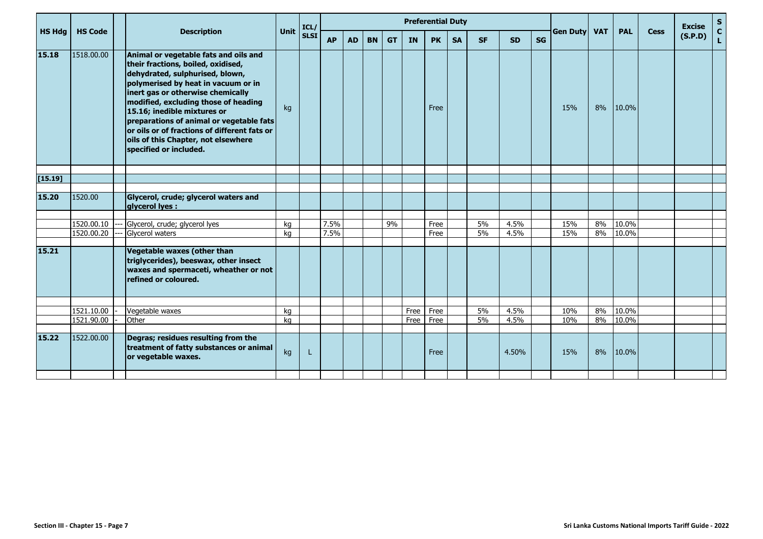| HS Hdg | HS Code | | Description | Unit | ICL/ SLSI | Preferential Duty | | | | | | | | | | Gen Duty | VAT | PAL | Cess | Excise (S.P.D) | SCL |
|---|---|---|---|---|---|---|---|---|---|---|---|---|---|---|---|---|---|---|---|---|---|
| | | | | | | AP | AD | BN | GT | IN | PK | SA | SF | SD | SG | | | | | | |
| 15.18 | 1518.00.00 | | **Animal or vegetable fats and oils and their fractions, boiled, oxidised, dehydrated, sulphurised, blown, polymerised by heat in vacuum or in inert gas or otherwise chemically modified, excluding those of heading 15.16; inedible mixtures or preparations of animal or vegetable fats or oils or of fractions of different fats or oils of this Chapter, not elsewhere specified or included.** | kg | | | | | | | Free | | | | | 15% | 8% | 10.0% | | | |
| [15.19] | | | | | | | | | | | | | | | | | | | | | |
| 15.20 | 1520.00 | | **Glycerol, crude; glycerol waters and glycerol lyes :** | | | | | | | | | | | | | | | | | | |
| | 1520.00.10 | --- | Glycerol, crude; glycerol lyes | kg | | 7.5% | | | 9% | | Free | | 5% | 4.5% | | 15% | 8% | 10.0% | | | |
| | 1520.00.20 | --- | Glycerol waters | kg | | 7.5% | | | | | Free | | 5% | 4.5% | | 15% | 8% | 10.0% | | | |
| 15.21 | | | **Vegetable waxes (other than triglycerides), beeswax, other insect waxes and spermaceti, wheather or not refined or coloured.** | | | | | | | | | | | | | | | | | | |
| | 1521.10.00 | - | Vegetable waxes | kg | | | | | | Free | Free | | 5% | 4.5% | | 10% | 8% | 10.0% | | | |
| | 1521.90.00 | - | Other | kg | | | | | | Free | Free | | 5% | 4.5% | | 10% | 8% | 10.0% | | | |
| 15.22 | 1522.00.00 | | **Degras; residues resulting from the treatment of fatty substances or animal or vegetable waxes.** | kg | L | | | | | | Free | | | 4.50% | | 15% | 8% | 10.0% | | | |